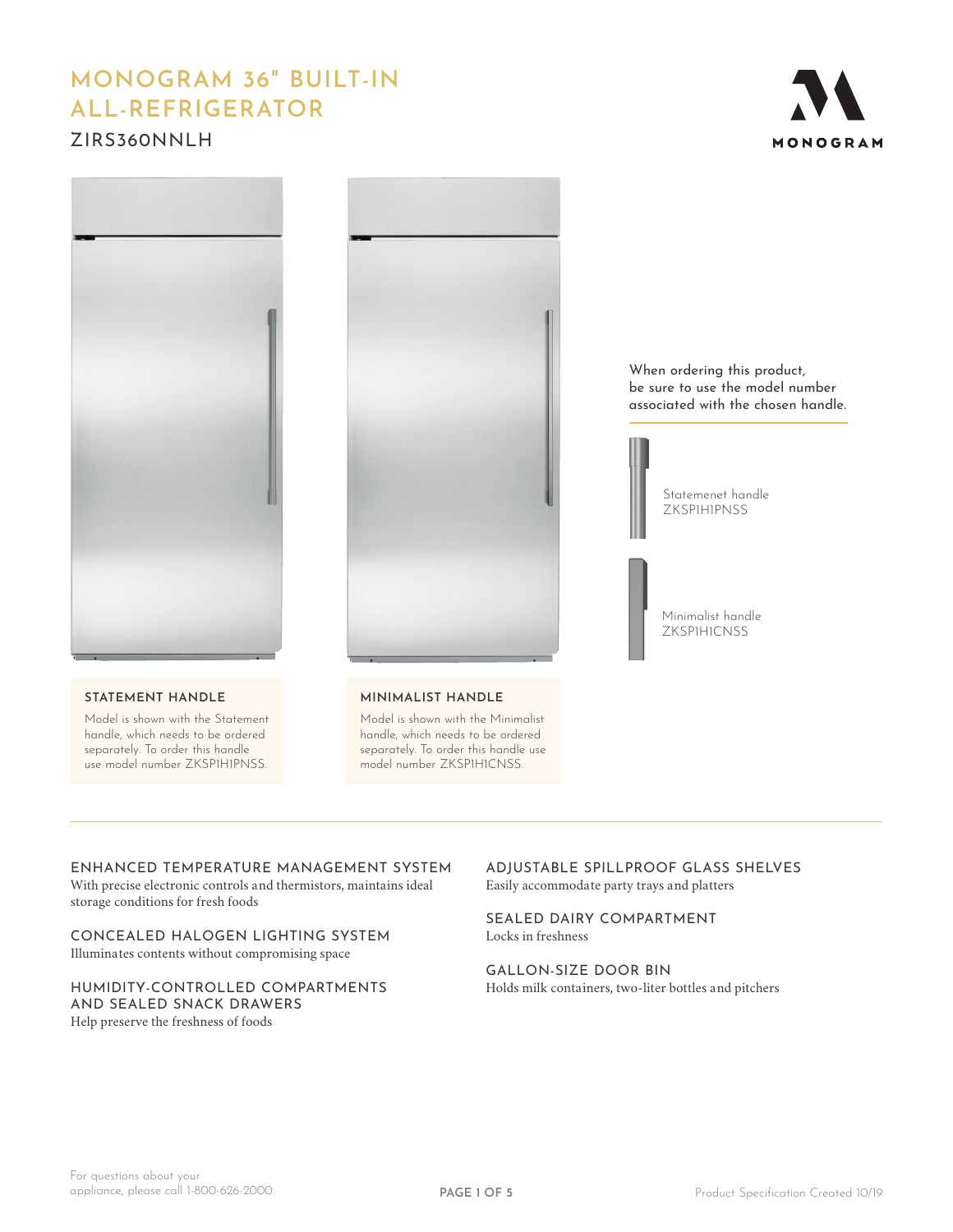# MONOGRAM 36" BUILT-IN ALL-REFRIGERATOR

## ZIRS360NNLH

MONOGRAM

When ordering this product, be sure to use the model number associated with the chosen handle.

Statemenet handle
ZKSP1H1PNSS

Minimalist handle
ZKSP1H1CNSS

### STATEMENT HANDLE

Model is shown with the Statement handle, which needs to be ordered separately. To order this handle use model number ZKSP1H1PNSS.

### MINIMALIST HANDLE

Model is shown with the Minimalist handle, which needs to be ordered separately. To order this handle use model number ZKSP1H1CNSS.

---

### ENHANCED TEMPERATURE MANAGEMENT SYSTEM

With precise electronic controls and thermistors, maintains ideal storage conditions for fresh foods

### CONCEALED HALOGEN LIGHTING SYSTEM

Illuminates contents without compromising space

### HUMIDITY-CONTROLLED COMPARTMENTS AND SEALED SNACK DRAWERS

Help preserve the freshness of foods

### ADJUSTABLE SPILLPROOF GLASS SHELVES

Easily accommodate party trays and platters

### SEALED DAIRY COMPARTMENT

Locks in freshness

### GALLON-SIZE DOOR BIN

Holds milk containers, two-liter bottles and pitchers

For questions about your appliance, please call 1-800-626-2000.

Product Specification Created 10/19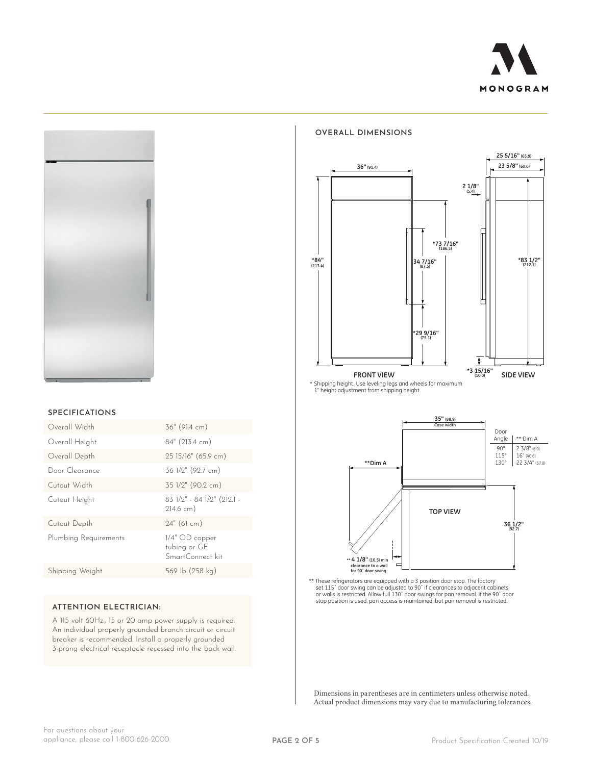## SPECIFICATIONS

| | |
|---|---|
| Overall Width | 36" (91.4 cm) |
| Overall Height | 84" (213.4 cm) |
| Overall Depth | 25 15/16" (65.9 cm) |
| Door Clearance | 36 1/2" (92.7 cm) |
| Cutout Width | 35 1/2" (90.2 cm) |
| Cutout Height | 83 1/2" - 84 1/2" (212.1 - 214.6 cm) |
| Cutout Depth | 24" (61 cm) |
| Plumbing Requirements | 1/4" OD copper tubing or GE SmartConnect kit |
| Shipping Weight | 569 lb (258 kg) |

### ATTENTION ELECTRICIAN:

A 115 volt 60Hz., 15 or 20 amp power supply is required. An individual properly grounded branch circuit or circuit breaker is recommended. Install a properly grounded 3-prong electrical receptacle recessed into the back wall.

## OVERALL DIMENSIONS

FRONT VIEW

SIDE VIEW

\* Shipping height. Use leveling legs and wheels for maximum 1" height adjustment from shipping height.

TOP VIEW

| Door Angle | ** Dim A |
|---|---|
| 90° | 2 3/8" (6.0) |
| 115° | 16" (40.6) |
| 130° | 22 3/4" (57.8) |

** 4 1/8" (10.5) min clearance to a wall for 90° door swing

** These refrigerators are equipped with a 3 position door stop. The factory set 115° door swing can be adjusted to 90° if clearances to adjacent cabinets or walls is restricted. Allow full 130° door swings for pan removal. If the 90° door stop position is used, pan access is maintained, but pan removal is restricted.

Dimensions in parentheses are in centimeters unless otherwise noted. Actual product dimensions may vary due to manufacturing tolerances.

For questions about your appliance, please call 1-800-626-2000.

Product Specification Created 10/19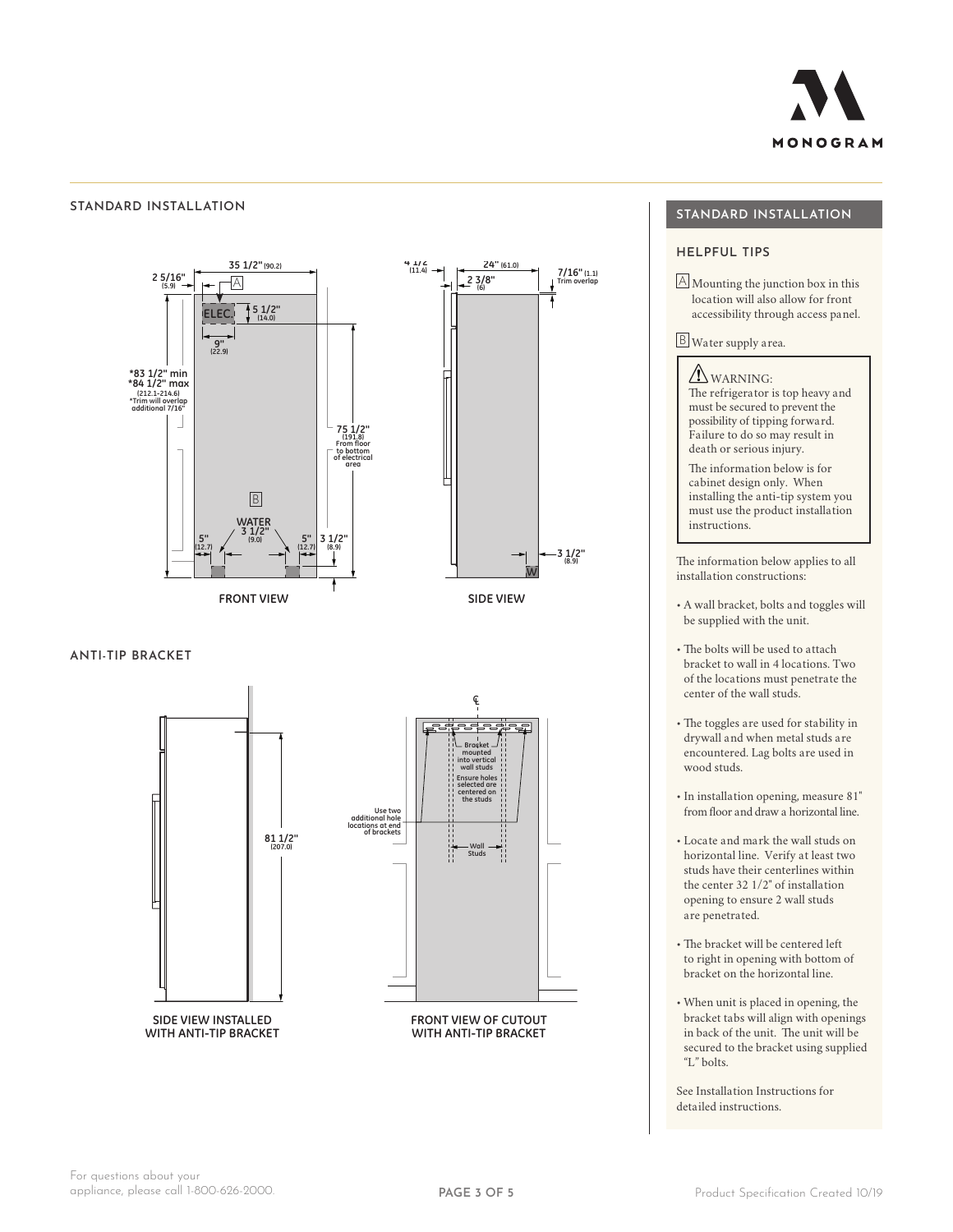## STANDARD INSTALLATION

35 1/2" (90.2)

2 5/16" (5.9)

A

ELEC.

5 1/2" (14.0)

9" (22.9)

*83 1/2" min
*84 1/2" max
(212.1–214.6)
*Trim will overlap additional 7/16"

75 1/2" (191.8) From floor to bottom of electrical area

B

WATER
3 1/2" (9.0)

5" (12.7)

5" (12.7)

3 1/2" (8.9)

FRONT VIEW

4 1/2 (11.4)

24" (61.0)

2 3/8" (6)

7/16" (1.1) Trim overlap

3 1/2" (8.9)

W

SIDE VIEW

## ANTI-TIP BRACKET

81 1/2" (207.0)

SIDE VIEW INSTALLED WITH ANTI-TIP BRACKET

℄

Bracket mounted into vertical wall studs

Ensure holes selected are centered on the studs

Use two additional hole locations at end of brackets

Wall Studs

FRONT VIEW OF CUTOUT WITH ANTI-TIP BRACKET

## STANDARD INSTALLATION

### HELPFUL TIPS

A Mounting the junction box in this location will also allow for front accessibility through access panel.

B Water supply area.

> ⚠ WARNING:
> The refrigerator is top heavy and must be secured to prevent the possibility of tipping forward. Failure to do so may result in death or serious injury.
>
> The information below is for cabinet design only. When installing the anti-tip system you must use the product installation instructions.

The information below applies to all installation constructions:

- A wall bracket, bolts and toggles will be supplied with the unit.
- The bolts will be used to attach bracket to wall in 4 locations. Two of the locations must penetrate the center of the wall studs.
- The toggles are used for stability in drywall and when metal studs are encountered. Lag bolts are used in wood studs.
- In installation opening, measure 81" from floor and draw a horizontal line.
- Locate and mark the wall studs on horizontal line. Verify at least two studs have their centerlines within the center 32 1/2" of installation opening to ensure 2 wall studs are penetrated.
- The bracket will be centered left to right in opening with bottom of bracket on the horizontal line.
- When unit is placed in opening, the bracket tabs will align with openings in back of the unit. The unit will be secured to the bracket using supplied "L" bolts.

See Installation Instructions for detailed instructions.

For questions about your appliance, please call 1-800-626-2000.

Product Specification Created 10/19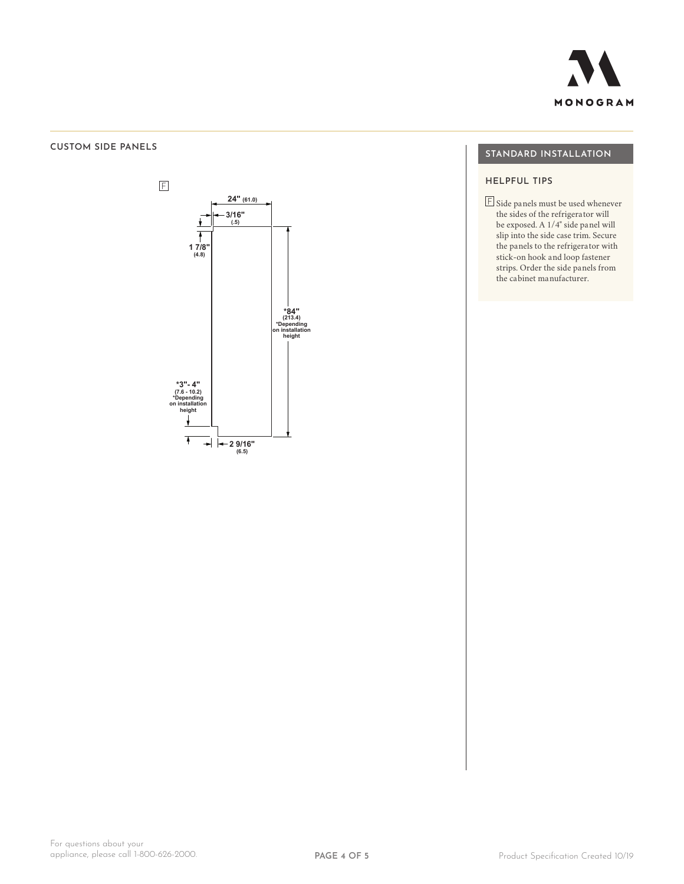## CUSTOM SIDE PANELS

F

24" (61.0)

3/16" (.5)

1 7/8" (4.8)

*84" (213.4) *Depending on installation height

*3"- 4" (7.6 - 10.2) *Depending on installation height

2 9/16" (6.5)

## STANDARD INSTALLATION

### HELPFUL TIPS

F Side panels must be used whenever the sides of the refrigerator will be exposed. A 1/4" side panel will slip into the side case trim. Secure the panels to the refrigerator with stick-on hook and loop fastener strips. Order the side panels from the cabinet manufacturer.

For questions about your appliance, please call 1-800-626-2000.

Product Specification Created 10/19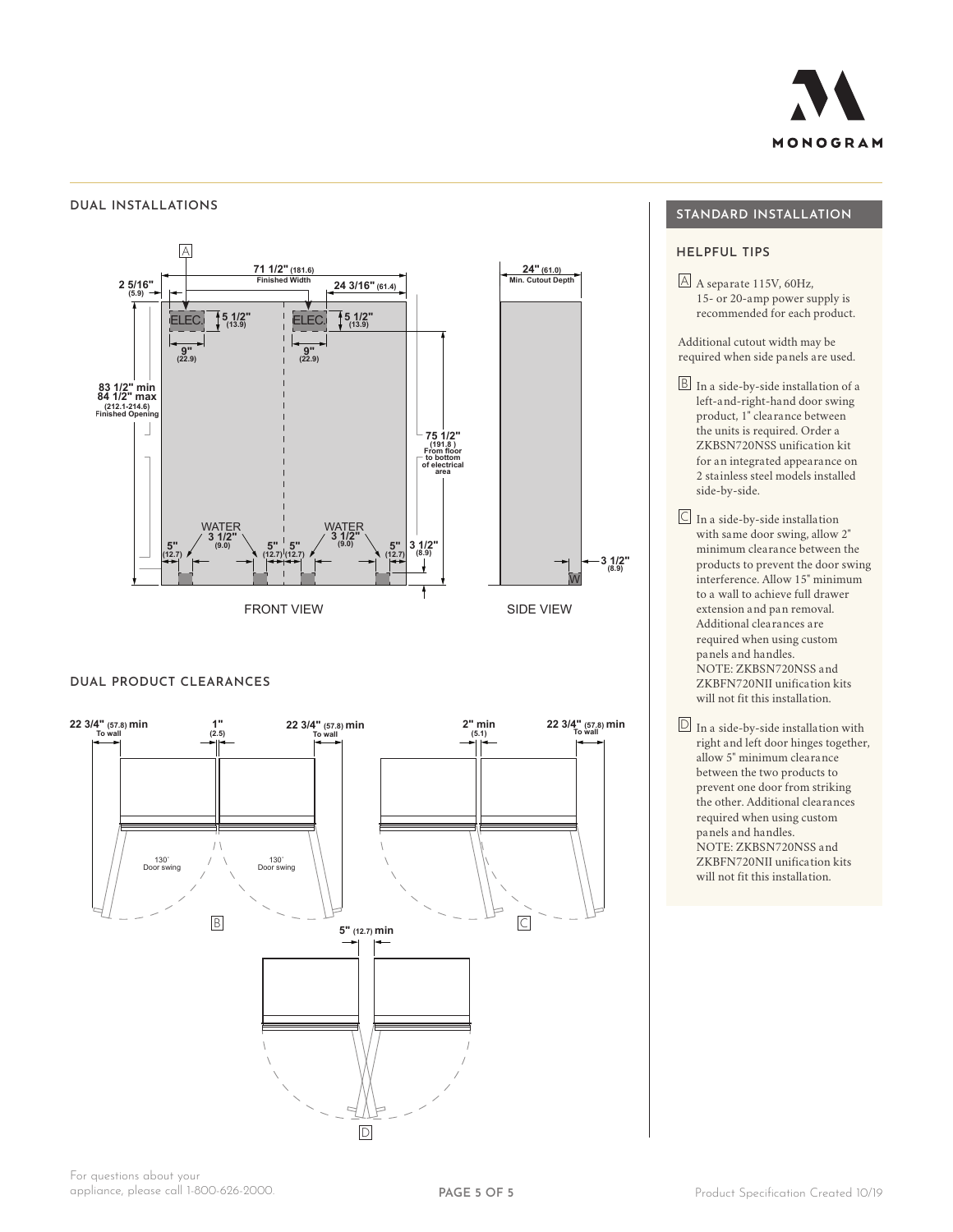## DUAL INSTALLATIONS

A

71 1/2" (181.6)
Finished Width

2 5/16" (5.9)

24 3/16" (61.4)

24" (61.0)
Min. Cutout Depth

ELEC
5 1/2" (13.9)

ELEC
5 1/2" (13.9)

9" (22.9)

9" (22.9)

83 1/2" min
84 1/2" max
(212.1-214.6)
Finished Opening

75 1/2" (191.8)
From floor to bottom of electrical area

WATER
3 1/2" (9.0)

WATER
3 1/2" (9.0)

5" (12.7)

5" (12.7)

5" (12.7)

5" (12.7)

3 1/2" (8.9)

3 1/2" (8.9)

W

FRONT VIEW

SIDE VIEW

## DUAL PRODUCT CLEARANCES

22 3/4" (57.8) min
To wall

1" (2.5)

22 3/4" (57.8) min
To wall

130° Door swing

130° Door swing

B

2" min (5.1)

22 3/4" (57.8) min
To wall

C

5" (12.7) min

D

## STANDARD INSTALLATION

### HELPFUL TIPS

A A separate 115V, 60Hz, 15- or 20-amp power supply is recommended for each product.

Additional cutout width may be required when side panels are used.

B In a side-by-side installation of a left-and-right-hand door swing product, 1" clearance between the units is required. Order a ZKBSN720NSS unification kit for an integrated appearance on 2 stainless steel models installed side-by-side.

C In a side-by-side installation with same door swing, allow 2" minimum clearance between the products to prevent the door swing interference. Allow 15" minimum to a wall to achieve full drawer extension and pan removal. Additional clearances are required when using custom panels and handles.
NOTE: ZKBSN720NSS and ZKBFN720NII unification kits will not fit this installation.

D In a side-by-side installation with right and left door hinges together, allow 5" minimum clearance between the two products to prevent one door from striking the other. Additional clearances required when using custom panels and handles.
NOTE: ZKBSN720NSS and ZKBFN720NII unification kits will not fit this installation.

For questions about your appliance, please call 1-800-626-2000.

Product Specification Created 10/19